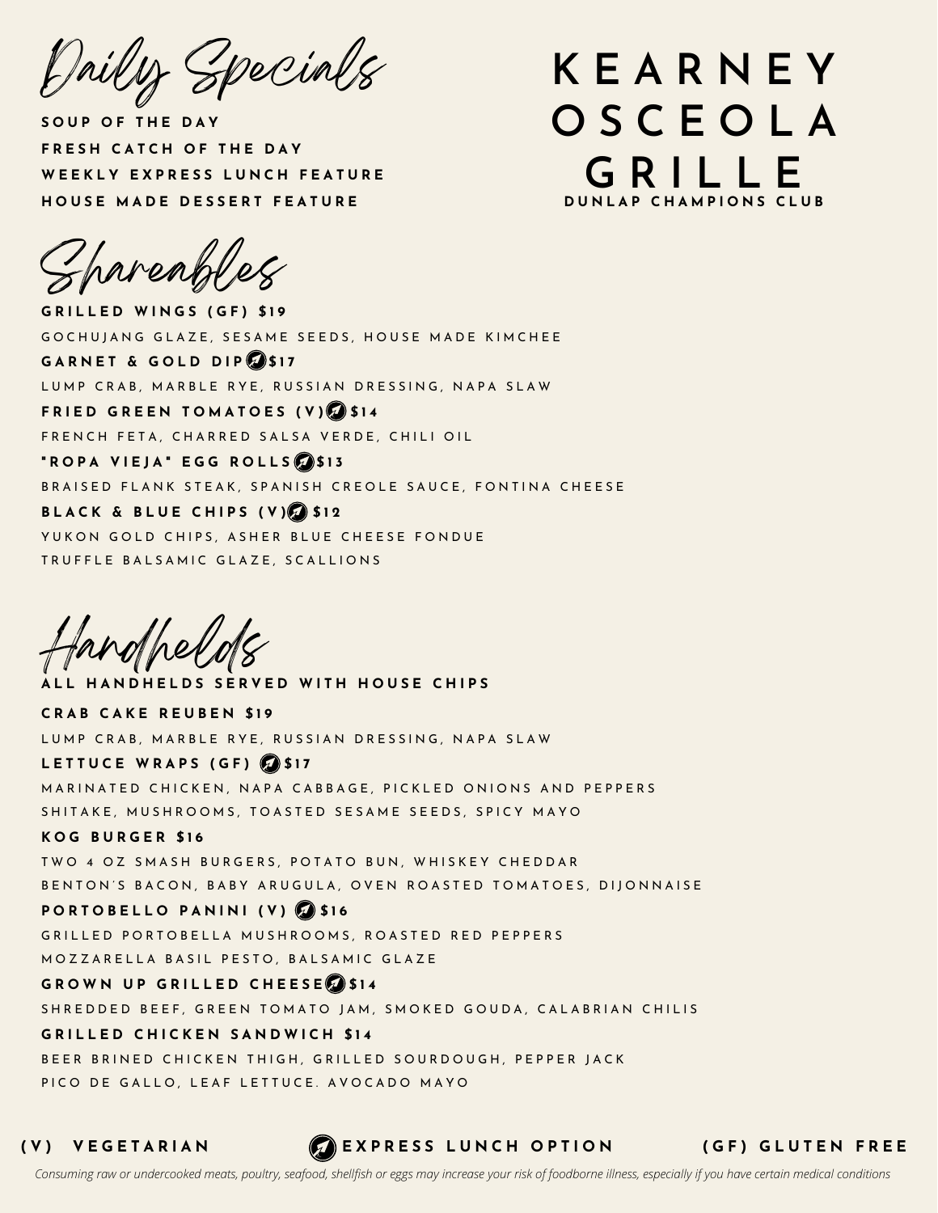# KEARNEY OSCEOLA GRILLE

**DUNLAP CHAMPIONS CLUB**

## Daily Specials

**SOUP OF THE DAY**

**FRESH CATCH OF THE DAY**

**WEEKLY EXPRESS LUNCH FEATURE**

**HOUSE MADE DESSERT FEATURE**

## Shareables

**GRILLED WINGS (GF) $19**

GOCHUJANG GLAZE, SESAME SEEDS, HOUSE MADE KIMCHEE

**GARNET & GOLD DIP (Express) $17**

LUMP CRAB, MARBLE RYE, RUSSIAN DRESSING, NAPA SLAW

**FRIED GREEN TOMATOES (V) (Express) $14**

FRENCH FETA, CHARRED SALSA VERDE, CHILI OIL

**"ROPA VIEJA" EGG ROLLS (Express) $13**

BRAISED FLANK STEAK, SPANISH CREOLE SAUCE, FONTINA CHEESE

**BLACK & BLUE CHIPS (V) (Express) $12**

YUKON GOLD CHIPS, ASHER BLUE CHEESE FONDUE

TRUFFLE BALSAMIC GLAZE, SCALLIONS

## Handhelds

**ALL HANDHELDS SERVED WITH HOUSE CHIPS**

**CRAB CAKE REUBEN $19**

LUMP CRAB, MARBLE RYE, RUSSIAN DRESSING, NAPA SLAW

**LETTUCE WRAPS (GF) (Express) $17**

MARINATED CHICKEN, NAPA CABBAGE, PICKLED ONIONS AND PEPPERS

SHITAKE, MUSHROOMS, TOASTED SESAME SEEDS, SPICY MAYO

**KOG BURGER $16**

TWO 4 OZ SMASH BURGERS, POTATO BUN, WHISKEY CHEDDAR

BENTON'S BACON, BABY ARUGULA, OVEN ROASTED TOMATOES, DIJONNAISE

**PORTOBELLO PANINI (V) (Express) $16**

GRILLED PORTOBELLA MUSHROOMS, ROASTED RED PEPPERS

MOZZARELLA BASIL PESTO, BALSAMIC GLAZE

**GROWN UP GRILLED CHEESE (Express) $14**

SHREDDED BEEF, GREEN TOMATO JAM, SMOKED GOUDA, CALABRIAN CHILIS

**GRILLED CHICKEN SANDWICH $14**

BEER BRINED CHICKEN THIGH, GRILLED SOURDOUGH, PEPPER JACK

PICO DE GALLO, LEAF LETTUCE. AVOCADO MAYO

**(V) VEGETARIAN** | **(Express) EXPRESS LUNCH OPTION** | **(GF) GLUTEN FREE**

*Consuming raw or undercooked meats, poultry, seafood, shellfish or eggs may increase your risk of foodborne illness, especially if you have certain medical conditions*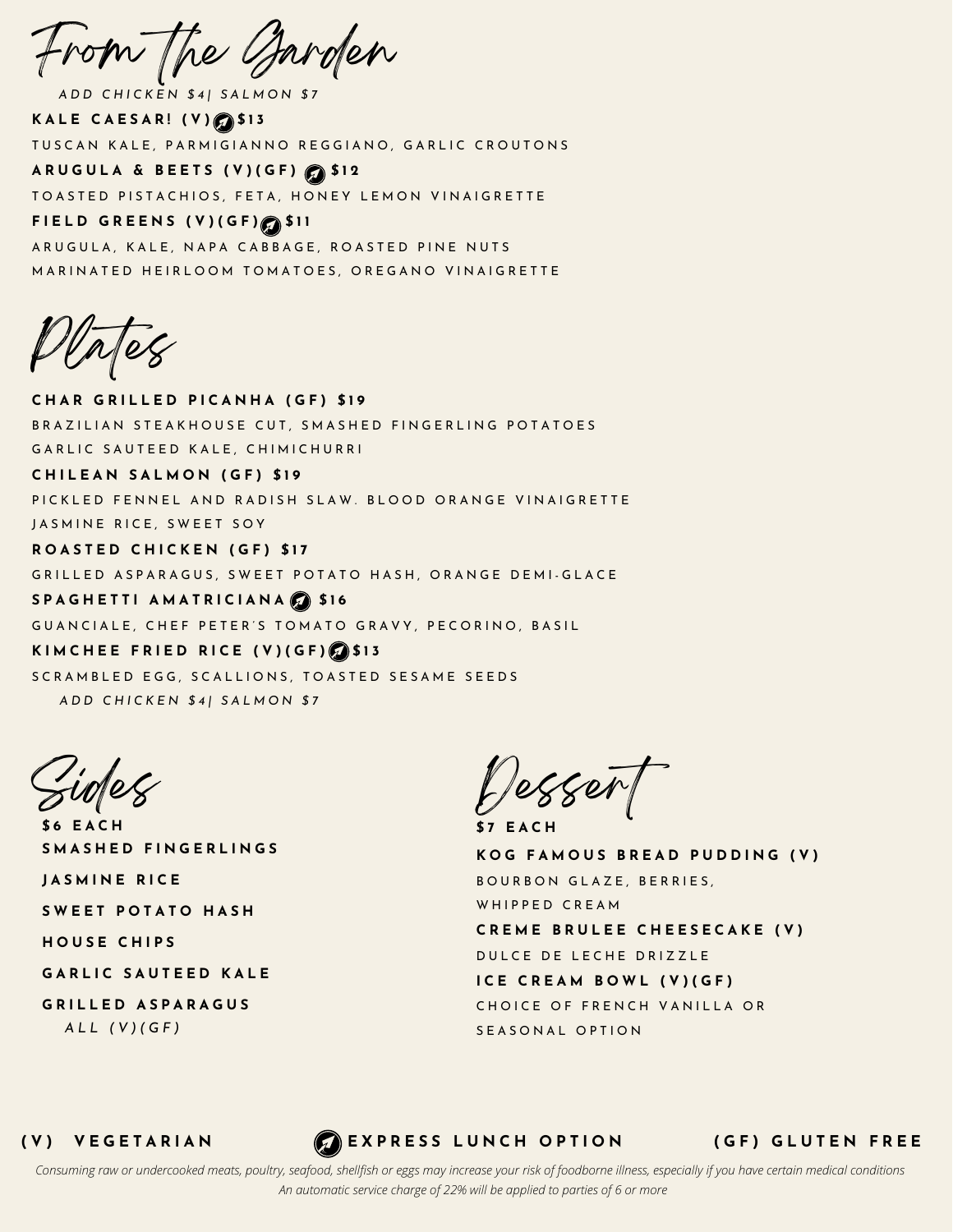# From the Garden

*ADD CHICKEN $4| SALMON $7*

**KALE CAESAR! (V) $13**

TUSCAN KALE, PARMIGIANNO REGGIANO, GARLIC CROUTONS

**ARUGULA & BEETS (V)(GF) $12**

TOASTED PISTACHIOS, FETA, HONEY LEMON VINAIGRETTE

**FIELD GREENS (V)(GF) $11**

ARUGULA, KALE, NAPA CABBAGE, ROASTED PINE NUTS
MARINATED HEIRLOOM TOMATOES, OREGANO VINAIGRETTE

# Plates

**CHAR GRILLED PICANHA (GF) $19**

BRAZILIAN STEAKHOUSE CUT, SMASHED FINGERLING POTATOES
GARLIC SAUTEED KALE, CHIMICHURRI

**CHILEAN SALMON (GF) $19**

PICKLED FENNEL AND RADISH SLAW. BLOOD ORANGE VINAIGRETTE
JASMINE RICE, SWEET SOY

**ROASTED CHICKEN (GF) $17**

GRILLED ASPARAGUS, SWEET POTATO HASH, ORANGE DEMI-GLACE

**SPAGHETTI AMATRICIANA $16**

GUANCIALE, CHEF PETER'S TOMATO GRAVY, PECORINO, BASIL

**KIMCHEE FRIED RICE (V)(GF) $13**

SCRAMBLED EGG, SCALLIONS, TOASTED SESAME SEEDS

*ADD CHICKEN $4| SALMON $7*

# Sides

**$6 EACH**

**SMASHED FINGERLINGS**

**JASMINE RICE**

**SWEET POTATO HASH**

**HOUSE CHIPS**

**GARLIC SAUTEED KALE**

**GRILLED ASPARAGUS**

*ALL (V)(GF)*

# Dessert

**$7 EACH**

**KOG FAMOUS BREAD PUDDING (V)**

BOURBON GLAZE, BERRIES,
WHIPPED CREAM

**CREME BRULEE CHEESECAKE (V)**

DULCE DE LECHE DRIZZLE

**ICE CREAM BOWL (V)(GF)**

CHOICE OF FRENCH VANILLA OR
SEASONAL OPTION

**(V) VEGETARIAN** **EXPRESS LUNCH OPTION** **(GF) GLUTEN FREE**

*Consuming raw or undercooked meats, poultry, seafood, shellfish or eggs may increase your risk of foodborne illness, especially if you have certain medical conditions*
*An automatic service charge of 22% will be applied to parties of 6 or more*